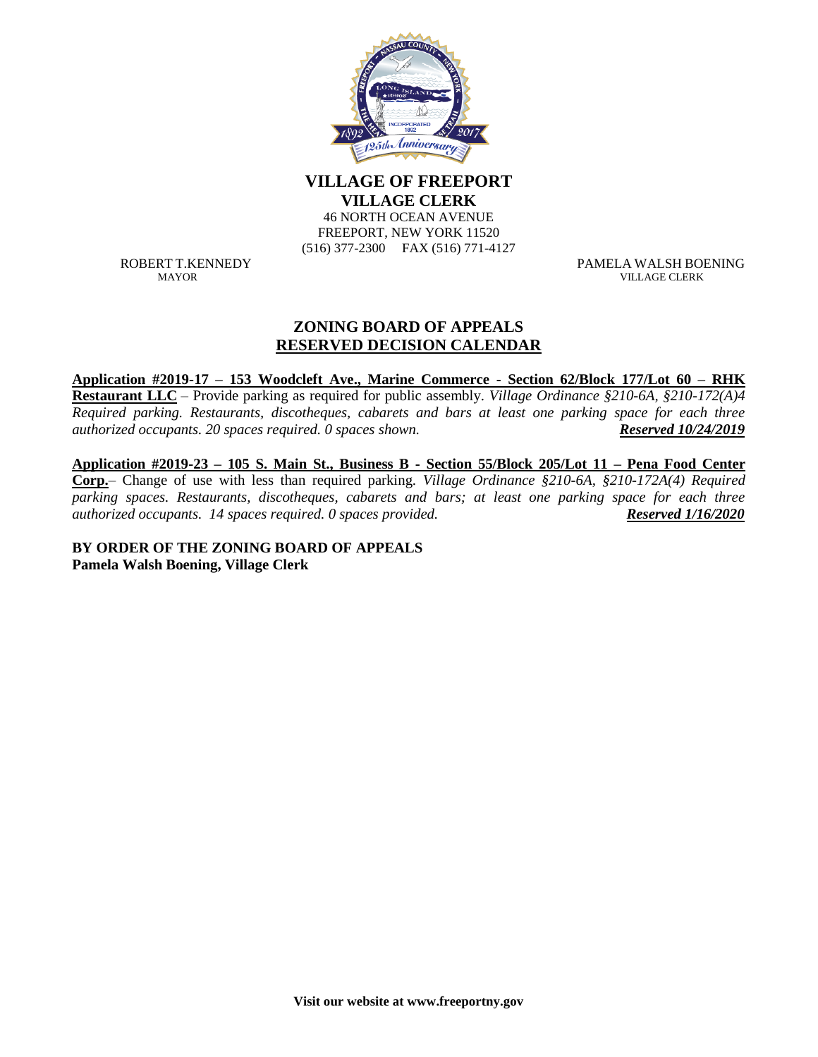**VILLAGE OF FREEPORT**
**VILLAGE CLERK**
46 NORTH OCEAN AVENUE
FREEPORT, NEW YORK 11520
(516) 377-2300 FAX (516) 771-4127

ROBERT T.KENNEDY
MAYOR

PAMELA WALSH BOENING
VILLAGE CLERK

## ZONING BOARD OF APPEALS
## RESERVED DECISION CALENDAR

**Application #2019-17 – 153 Woodcleft Ave., Marine Commerce - Section 62/Block 177/Lot 60 – RHK Restaurant LLC** – Provide parking as required for public assembly. *Village Ordinance §210-6A, §210-172(A)4 Required parking. Restaurants, discotheques, cabarets and bars at least one parking space for each three authorized occupants. 20 spaces required. 0 spaces shown.* ***Reserved 10/24/2019***

**Application #2019-23 – 105 S. Main St., Business B - Section 55/Block 205/Lot 11 – Pena Food Center Corp.**– Change of use with less than required parking. *Village Ordinance §210-6A, §210-172A(4) Required parking spaces. Restaurants, discotheques, cabarets and bars; at least one parking space for each three authorized occupants. 14 spaces required. 0 spaces provided.* ***Reserved 1/16/2020***

**BY ORDER OF THE ZONING BOARD OF APPEALS**
**Pamela Walsh Boening, Village Clerk**

**Visit our website at www.freeportny.gov**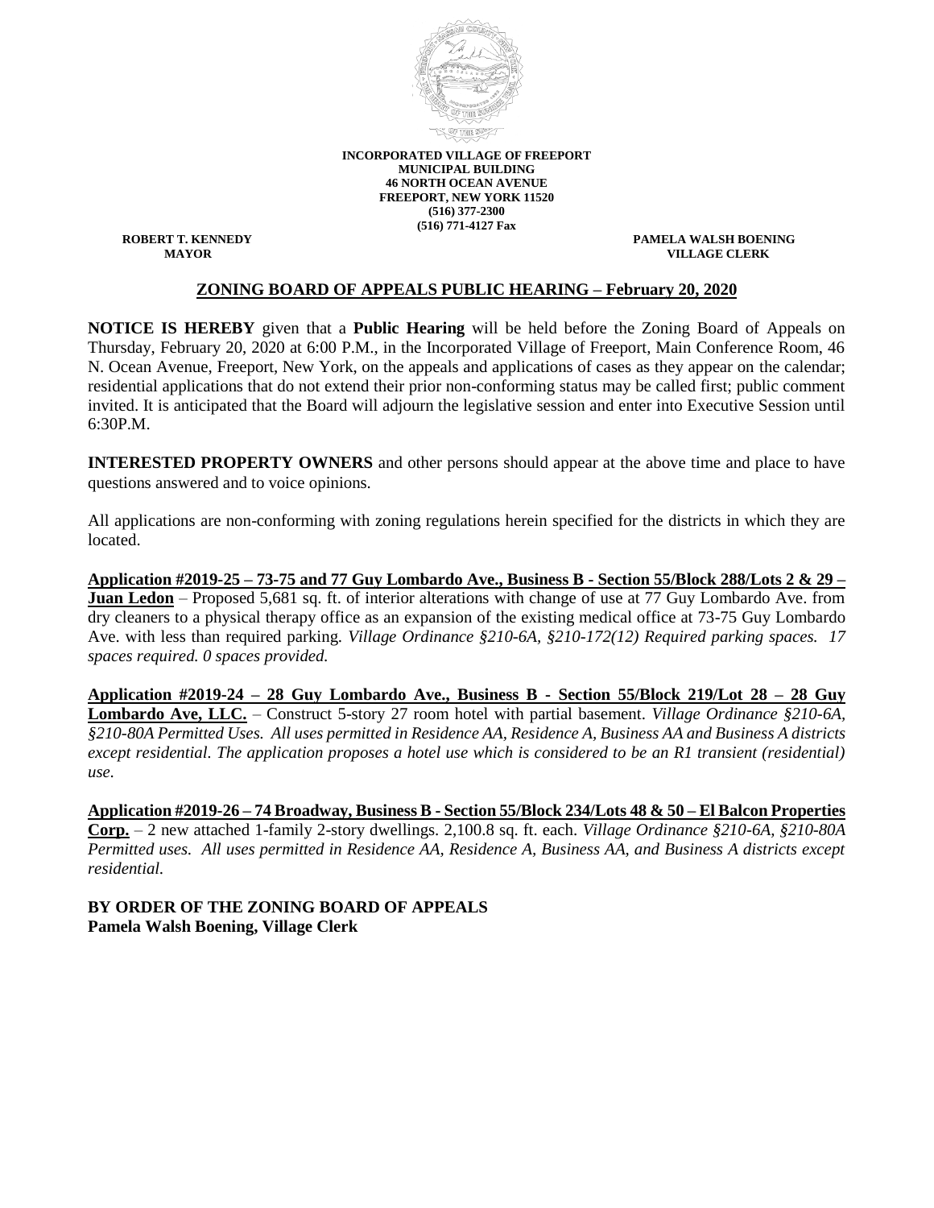INCORPORATED VILLAGE OF FREEPORT
MUNICIPAL BUILDING
46 NORTH OCEAN AVENUE
FREEPORT, NEW YORK 11520
(516) 377-2300
(516) 771-4127 Fax

**ROBERT T. KENNEDY**
**MAYOR**

**PAMELA WALSH BOENING**
**VILLAGE CLERK**

## ZONING BOARD OF APPEALS PUBLIC HEARING – February 20, 2020

**NOTICE IS HEREBY** given that a **Public Hearing** will be held before the Zoning Board of Appeals on Thursday, February 20, 2020 at 6:00 P.M., in the Incorporated Village of Freeport, Main Conference Room, 46 N. Ocean Avenue, Freeport, New York, on the appeals and applications of cases as they appear on the calendar; residential applications that do not extend their prior non-conforming status may be called first; public comment invited. It is anticipated that the Board will adjourn the legislative session and enter into Executive Session until 6:30P.M.

**INTERESTED PROPERTY OWNERS** and other persons should appear at the above time and place to have questions answered and to voice opinions.

All applications are non-conforming with zoning regulations herein specified for the districts in which they are located.

**Application #2019-25 – 73-75 and 77 Guy Lombardo Ave., Business B - Section 55/Block 288/Lots 2 & 29 – Juan Ledon** – Proposed 5,681 sq. ft. of interior alterations with change of use at 77 Guy Lombardo Ave. from dry cleaners to a physical therapy office as an expansion of the existing medical office at 73-75 Guy Lombardo Ave. with less than required parking. *Village Ordinance §210-6A, §210-172(12) Required parking spaces. 17 spaces required. 0 spaces provided.*

**Application #2019-24 – 28 Guy Lombardo Ave., Business B - Section 55/Block 219/Lot 28 – 28 Guy Lombardo Ave, LLC.** – Construct 5-story 27 room hotel with partial basement. *Village Ordinance §210-6A, §210-80A Permitted Uses. All uses permitted in Residence AA, Residence A, Business AA and Business A districts except residential. The application proposes a hotel use which is considered to be an R1 transient (residential) use.*

**Application #2019-26 – 74 Broadway, Business B - Section 55/Block 234/Lots 48 & 50 – El Balcon Properties Corp.** – 2 new attached 1-family 2-story dwellings. 2,100.8 sq. ft. each. *Village Ordinance §210-6A, §210-80A Permitted uses. All uses permitted in Residence AA, Residence A, Business AA, and Business A districts except residential.*

**BY ORDER OF THE ZONING BOARD OF APPEALS**
**Pamela Walsh Boening, Village Clerk**